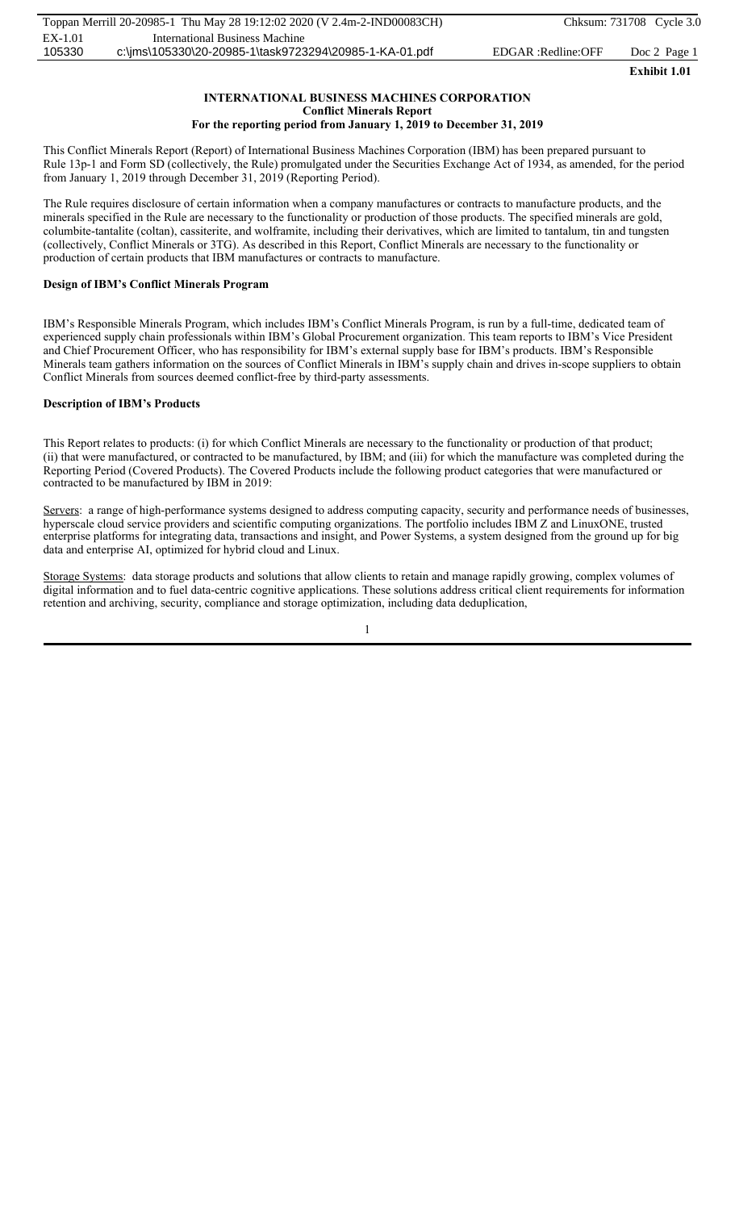**Exhibit 1.01**

# INTERNATIONAL BUSINESS MACHINES CORPORATION

## Conflict Minerals Report

### For the reporting period from January 1, 2019 to December 31, 2019

This Conflict Minerals Report (Report) of International Business Machines Corporation (IBM) has been prepared pursuant to Rule 13p-1 and Form SD (collectively, the Rule) promulgated under the Securities Exchange Act of 1934, as amended, for the period from January 1, 2019 through December 31, 2019 (Reporting Period).

The Rule requires disclosure of certain information when a company manufactures or contracts to manufacture products, and the minerals specified in the Rule are necessary to the functionality or production of those products. The specified minerals are gold, columbite-tantalite (coltan), cassiterite, and wolframite, including their derivatives, which are limited to tantalum, tin and tungsten (collectively, Conflict Minerals or 3TG). As described in this Report, Conflict Minerals are necessary to the functionality or production of certain products that IBM manufactures or contracts to manufacture.

**Design of IBM's Conflict Minerals Program**

IBM's Responsible Minerals Program, which includes IBM's Conflict Minerals Program, is run by a full-time, dedicated team of experienced supply chain professionals within IBM's Global Procurement organization. This team reports to IBM's Vice President and Chief Procurement Officer, who has responsibility for IBM's external supply base for IBM's products. IBM's Responsible Minerals team gathers information on the sources of Conflict Minerals in IBM's supply chain and drives in-scope suppliers to obtain Conflict Minerals from sources deemed conflict-free by third-party assessments.

**Description of IBM's Products**

This Report relates to products: (i) for which Conflict Minerals are necessary to the functionality or production of that product; (ii) that were manufactured, or contracted to be manufactured, by IBM; and (iii) for which the manufacture was completed during the Reporting Period (Covered Products). The Covered Products include the following product categories that were manufactured or contracted to be manufactured by IBM in 2019:

Servers: a range of high-performance systems designed to address computing capacity, security and performance needs of businesses, hyperscale cloud service providers and scientific computing organizations. The portfolio includes IBM Z and LinuxONE, trusted enterprise platforms for integrating data, transactions and insight, and Power Systems, a system designed from the ground up for big data and enterprise AI, optimized for hybrid cloud and Linux.

Storage Systems: data storage products and solutions that allow clients to retain and manage rapidly growing, complex volumes of digital information and to fuel data-centric cognitive applications. These solutions address critical client requirements for information retention and archiving, security, compliance and storage optimization, including data deduplication,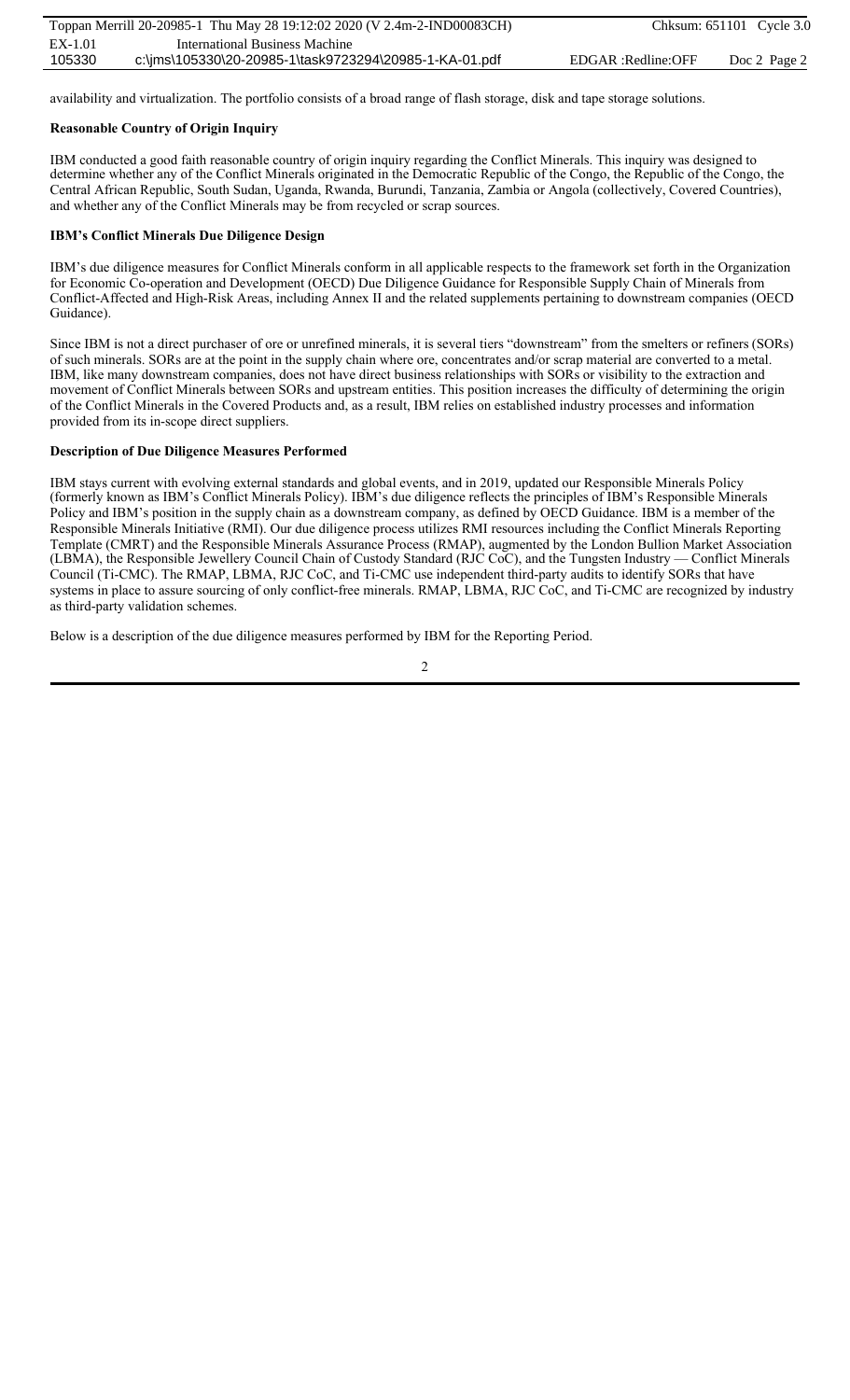availability and virtualization. The portfolio consists of a broad range of flash storage, disk and tape storage solutions.

**Reasonable Country of Origin Inquiry**

IBM conducted a good faith reasonable country of origin inquiry regarding the Conflict Minerals. This inquiry was designed to determine whether any of the Conflict Minerals originated in the Democratic Republic of the Congo, the Republic of the Congo, the Central African Republic, South Sudan, Uganda, Rwanda, Burundi, Tanzania, Zambia or Angola (collectively, Covered Countries), and whether any of the Conflict Minerals may be from recycled or scrap sources.

**IBM's Conflict Minerals Due Diligence Design**

IBM's due diligence measures for Conflict Minerals conform in all applicable respects to the framework set forth in the Organization for Economic Co-operation and Development (OECD) Due Diligence Guidance for Responsible Supply Chain of Minerals from Conflict-Affected and High-Risk Areas, including Annex II and the related supplements pertaining to downstream companies (OECD Guidance).

Since IBM is not a direct purchaser of ore or unrefined minerals, it is several tiers "downstream" from the smelters or refiners (SORs) of such minerals. SORs are at the point in the supply chain where ore, concentrates and/or scrap material are converted to a metal. IBM, like many downstream companies, does not have direct business relationships with SORs or visibility to the extraction and movement of Conflict Minerals between SORs and upstream entities. This position increases the difficulty of determining the origin of the Conflict Minerals in the Covered Products and, as a result, IBM relies on established industry processes and information provided from its in-scope direct suppliers.

**Description of Due Diligence Measures Performed**

IBM stays current with evolving external standards and global events, and in 2019, updated our Responsible Minerals Policy (formerly known as IBM's Conflict Minerals Policy). IBM's due diligence reflects the principles of IBM's Responsible Minerals Policy and IBM's position in the supply chain as a downstream company, as defined by OECD Guidance. IBM is a member of the Responsible Minerals Initiative (RMI). Our due diligence process utilizes RMI resources including the Conflict Minerals Reporting Template (CMRT) and the Responsible Minerals Assurance Process (RMAP), augmented by the London Bullion Market Association (LBMA), the Responsible Jewellery Council Chain of Custody Standard (RJC CoC), and the Tungsten Industry — Conflict Minerals Council (Ti-CMC). The RMAP, LBMA, RJC CoC, and Ti-CMC use independent third-party audits to identify SORs that have systems in place to assure sourcing of only conflict-free minerals. RMAP, LBMA, RJC CoC, and Ti-CMC are recognized by industry as third-party validation schemes.

Below is a description of the due diligence measures performed by IBM for the Reporting Period.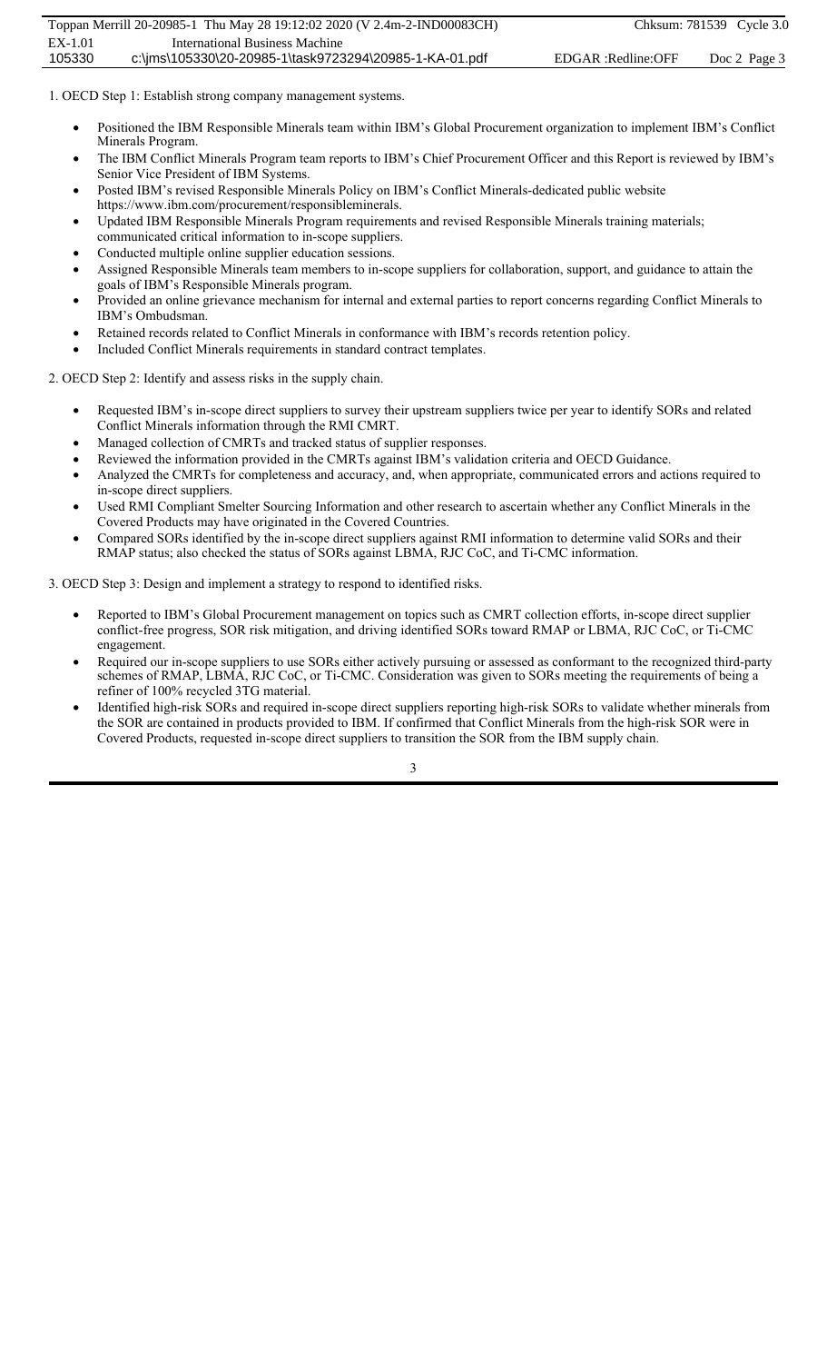1. OECD Step 1: Establish strong company management systems.

- Positioned the IBM Responsible Minerals team within IBM's Global Procurement organization to implement IBM's Conflict Minerals Program.
- The IBM Conflict Minerals Program team reports to IBM's Chief Procurement Officer and this Report is reviewed by IBM's Senior Vice President of IBM Systems.
- Posted IBM's revised Responsible Minerals Policy on IBM's Conflict Minerals-dedicated public website https://www.ibm.com/procurement/responsibleminerals.
- Updated IBM Responsible Minerals Program requirements and revised Responsible Minerals training materials; communicated critical information to in-scope suppliers.
- Conducted multiple online supplier education sessions.
- Assigned Responsible Minerals team members to in-scope suppliers for collaboration, support, and guidance to attain the goals of IBM's Responsible Minerals program.
- Provided an online grievance mechanism for internal and external parties to report concerns regarding Conflict Minerals to IBM's Ombudsman.
- Retained records related to Conflict Minerals in conformance with IBM's records retention policy.
- Included Conflict Minerals requirements in standard contract templates.

2. OECD Step 2: Identify and assess risks in the supply chain.

- Requested IBM's in-scope direct suppliers to survey their upstream suppliers twice per year to identify SORs and related Conflict Minerals information through the RMI CMRT.
- Managed collection of CMRTs and tracked status of supplier responses.
- Reviewed the information provided in the CMRTs against IBM's validation criteria and OECD Guidance.
- Analyzed the CMRTs for completeness and accuracy, and, when appropriate, communicated errors and actions required to in-scope direct suppliers.
- Used RMI Compliant Smelter Sourcing Information and other research to ascertain whether any Conflict Minerals in the Covered Products may have originated in the Covered Countries.
- Compared SORs identified by the in-scope direct suppliers against RMI information to determine valid SORs and their RMAP status; also checked the status of SORs against LBMA, RJC CoC, and Ti-CMC information.

3. OECD Step 3: Design and implement a strategy to respond to identified risks.

- Reported to IBM's Global Procurement management on topics such as CMRT collection efforts, in-scope direct supplier conflict-free progress, SOR risk mitigation, and driving identified SORs toward RMAP or LBMA, RJC CoC, or Ti-CMC engagement.
- Required our in-scope suppliers to use SORs either actively pursuing or assessed as conformant to the recognized third-party schemes of RMAP, LBMA, RJC CoC, or Ti-CMC. Consideration was given to SORs meeting the requirements of being a refiner of 100% recycled 3TG material.
- Identified high-risk SORs and required in-scope direct suppliers reporting high-risk SORs to validate whether minerals from the SOR are contained in products provided to IBM. If confirmed that Conflict Minerals from the high-risk SOR were in Covered Products, requested in-scope direct suppliers to transition the SOR from the IBM supply chain.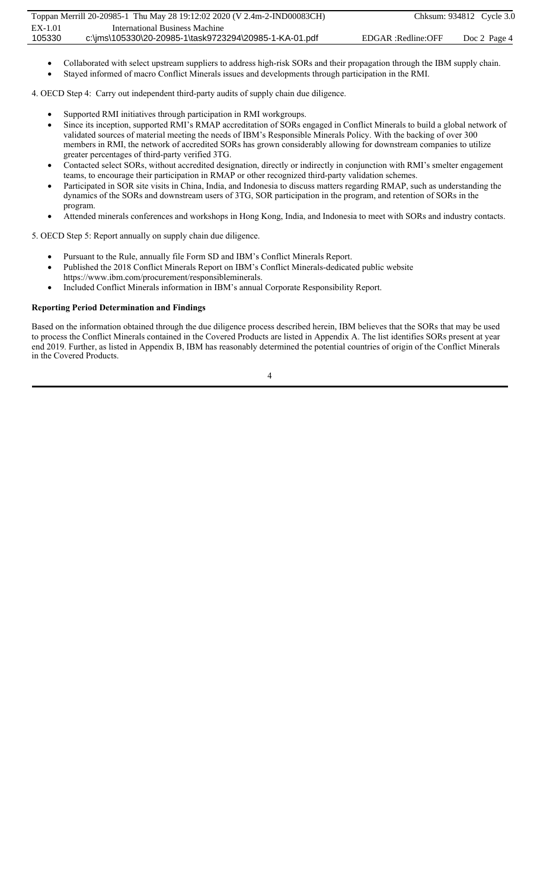- Collaborated with select upstream suppliers to address high-risk SORs and their propagation through the IBM supply chain.
- Stayed informed of macro Conflict Minerals issues and developments through participation in the RMI.

4. OECD Step 4: Carry out independent third-party audits of supply chain due diligence.

- Supported RMI initiatives through participation in RMI workgroups.
- Since its inception, supported RMI's RMAP accreditation of SORs engaged in Conflict Minerals to build a global network of validated sources of material meeting the needs of IBM's Responsible Minerals Policy. With the backing of over 300 members in RMI, the network of accredited SORs has grown considerably allowing for downstream companies to utilize greater percentages of third-party verified 3TG.
- Contacted select SORs, without accredited designation, directly or indirectly in conjunction with RMI's smelter engagement teams, to encourage their participation in RMAP or other recognized third-party validation schemes.
- Participated in SOR site visits in China, India, and Indonesia to discuss matters regarding RMAP, such as understanding the dynamics of the SORs and downstream users of 3TG, SOR participation in the program, and retention of SORs in the program.
- Attended minerals conferences and workshops in Hong Kong, India, and Indonesia to meet with SORs and industry contacts.

5. OECD Step 5: Report annually on supply chain due diligence.

- Pursuant to the Rule, annually file Form SD and IBM's Conflict Minerals Report.
- Published the 2018 Conflict Minerals Report on IBM's Conflict Minerals-dedicated public website https://www.ibm.com/procurement/responsibleminerals.
- Included Conflict Minerals information in IBM's annual Corporate Responsibility Report.

**Reporting Period Determination and Findings**

Based on the information obtained through the due diligence process described herein, IBM believes that the SORs that may be used to process the Conflict Minerals contained in the Covered Products are listed in Appendix A. The list identifies SORs present at year end 2019. Further, as listed in Appendix B, IBM has reasonably determined the potential countries of origin of the Conflict Minerals in the Covered Products.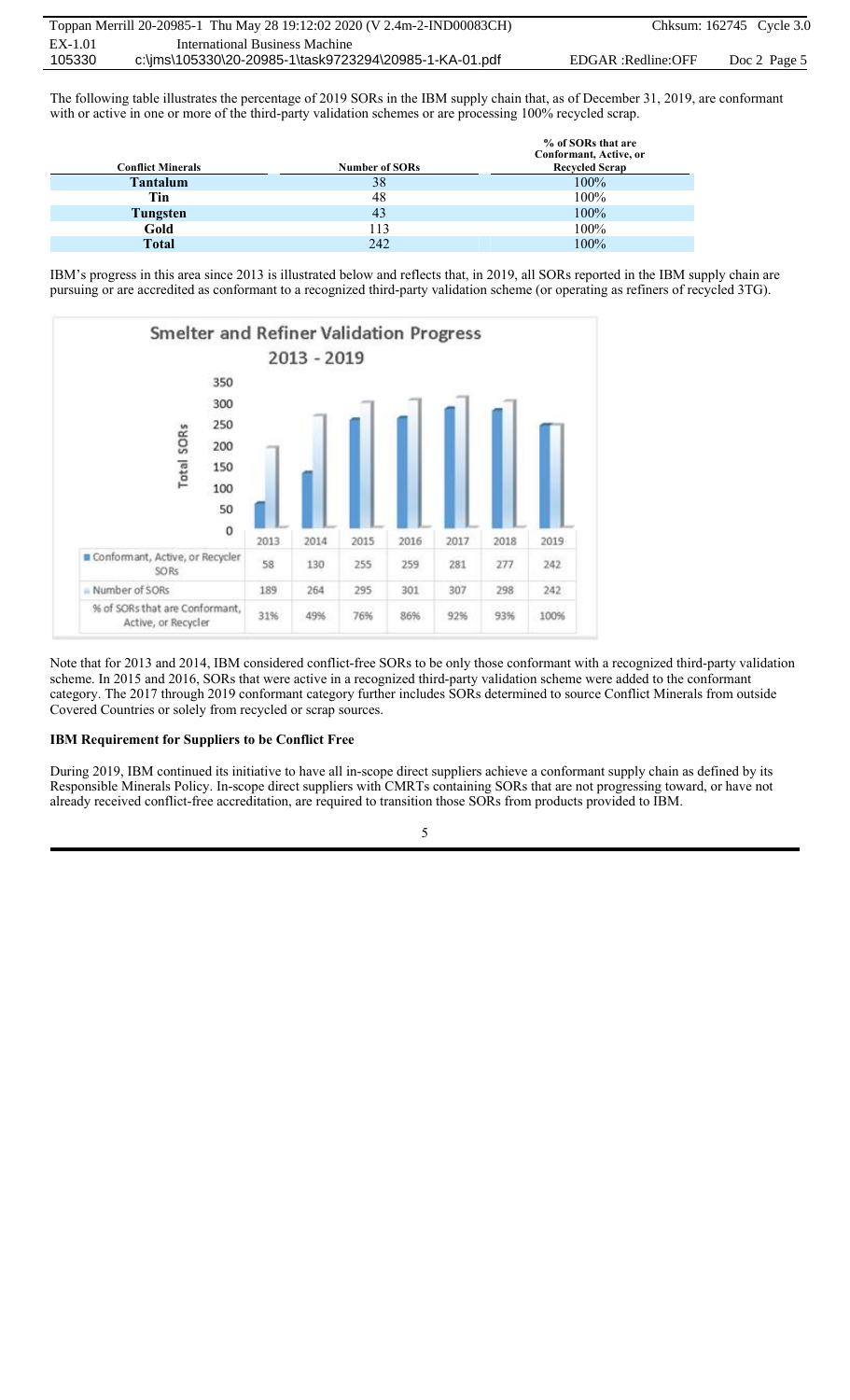The following table illustrates the percentage of 2019 SORs in the IBM supply chain that, as of December 31, 2019, are conformant with or active in one or more of the third-party validation schemes or are processing 100% recycled scrap.

| Conflict Minerals | Number of SORs | % of SORs that are Conformant, Active, or Recycled Scrap |
|---|---|---|
| **Tantalum** | 38 | 100% |
| **Tin** | 48 | 100% |
| **Tungsten** | 43 | 100% |
| **Gold** | 113 | 100% |
| **Total** | 242 | 100% |

IBM's progress in this area since 2013 is illustrated below and reflects that, in 2019, all SORs reported in the IBM supply chain are pursuing or are accredited as conformant to a recognized third-party validation scheme (or operating as refiners of recycled 3TG).

**Smelter and Refiner Validation Progress 2013 - 2019**

| | 2013 | 2014 | 2015 | 2016 | 2017 | 2018 | 2019 |
|---|---|---|---|---|---|---|---|
| Conformant, Active, or Recycler SORs | 58 | 130 | 255 | 259 | 281 | 277 | 242 |
| Number of SORs | 189 | 264 | 295 | 301 | 307 | 298 | 242 |
| % of SORs that are Conformant, Active, or Recycler | 31% | 49% | 76% | 86% | 92% | 93% | 100% |

Note that for 2013 and 2014, IBM considered conflict-free SORs to be only those conformant with a recognized third-party validation scheme. In 2015 and 2016, SORs that were active in a recognized third-party validation scheme were added to the conformant category. The 2017 through 2019 conformant category further includes SORs determined to source Conflict Minerals from outside Covered Countries or solely from recycled or scrap sources.

**IBM Requirement for Suppliers to be Conflict Free**

During 2019, IBM continued its initiative to have all in-scope direct suppliers achieve a conformant supply chain as defined by its Responsible Minerals Policy. In-scope direct suppliers with CMRTs containing SORs that are not progressing toward, or have not already received conflict-free accreditation, are required to transition those SORs from products provided to IBM.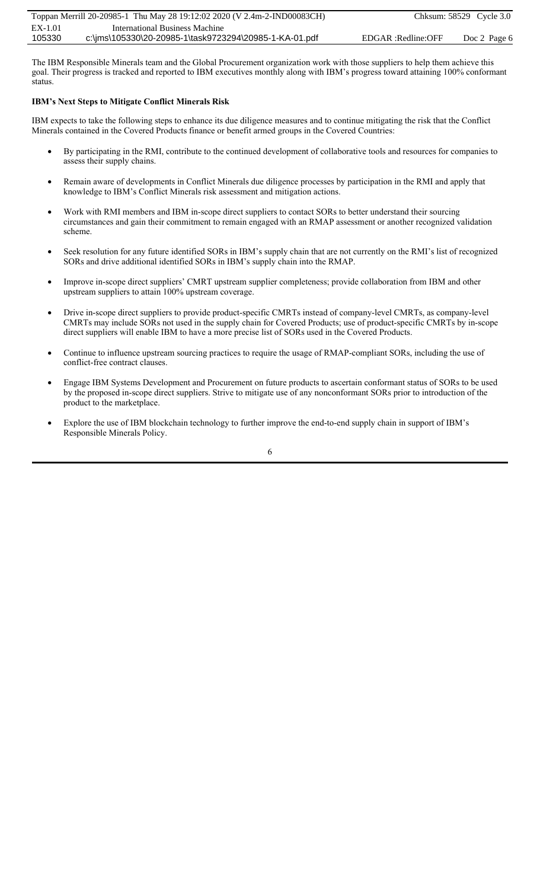The IBM Responsible Minerals team and the Global Procurement organization work with those suppliers to help them achieve this goal. Their progress is tracked and reported to IBM executives monthly along with IBM's progress toward attaining 100% conformant status.

**IBM's Next Steps to Mitigate Conflict Minerals Risk**

IBM expects to take the following steps to enhance its due diligence measures and to continue mitigating the risk that the Conflict Minerals contained in the Covered Products finance or benefit armed groups in the Covered Countries:

- By participating in the RMI, contribute to the continued development of collaborative tools and resources for companies to assess their supply chains.
- Remain aware of developments in Conflict Minerals due diligence processes by participation in the RMI and apply that knowledge to IBM's Conflict Minerals risk assessment and mitigation actions.
- Work with RMI members and IBM in-scope direct suppliers to contact SORs to better understand their sourcing circumstances and gain their commitment to remain engaged with an RMAP assessment or another recognized validation scheme.
- Seek resolution for any future identified SORs in IBM's supply chain that are not currently on the RMI's list of recognized SORs and drive additional identified SORs in IBM's supply chain into the RMAP.
- Improve in-scope direct suppliers' CMRT upstream supplier completeness; provide collaboration from IBM and other upstream suppliers to attain 100% upstream coverage.
- Drive in-scope direct suppliers to provide product-specific CMRTs instead of company-level CMRTs, as company-level CMRTs may include SORs not used in the supply chain for Covered Products; use of product-specific CMRTs by in-scope direct suppliers will enable IBM to have a more precise list of SORs used in the Covered Products.
- Continue to influence upstream sourcing practices to require the usage of RMAP-compliant SORs, including the use of conflict-free contract clauses.
- Engage IBM Systems Development and Procurement on future products to ascertain conformant status of SORs to be used by the proposed in-scope direct suppliers. Strive to mitigate use of any nonconformant SORs prior to introduction of the product to the marketplace.
- Explore the use of IBM blockchain technology to further improve the end-to-end supply chain in support of IBM's Responsible Minerals Policy.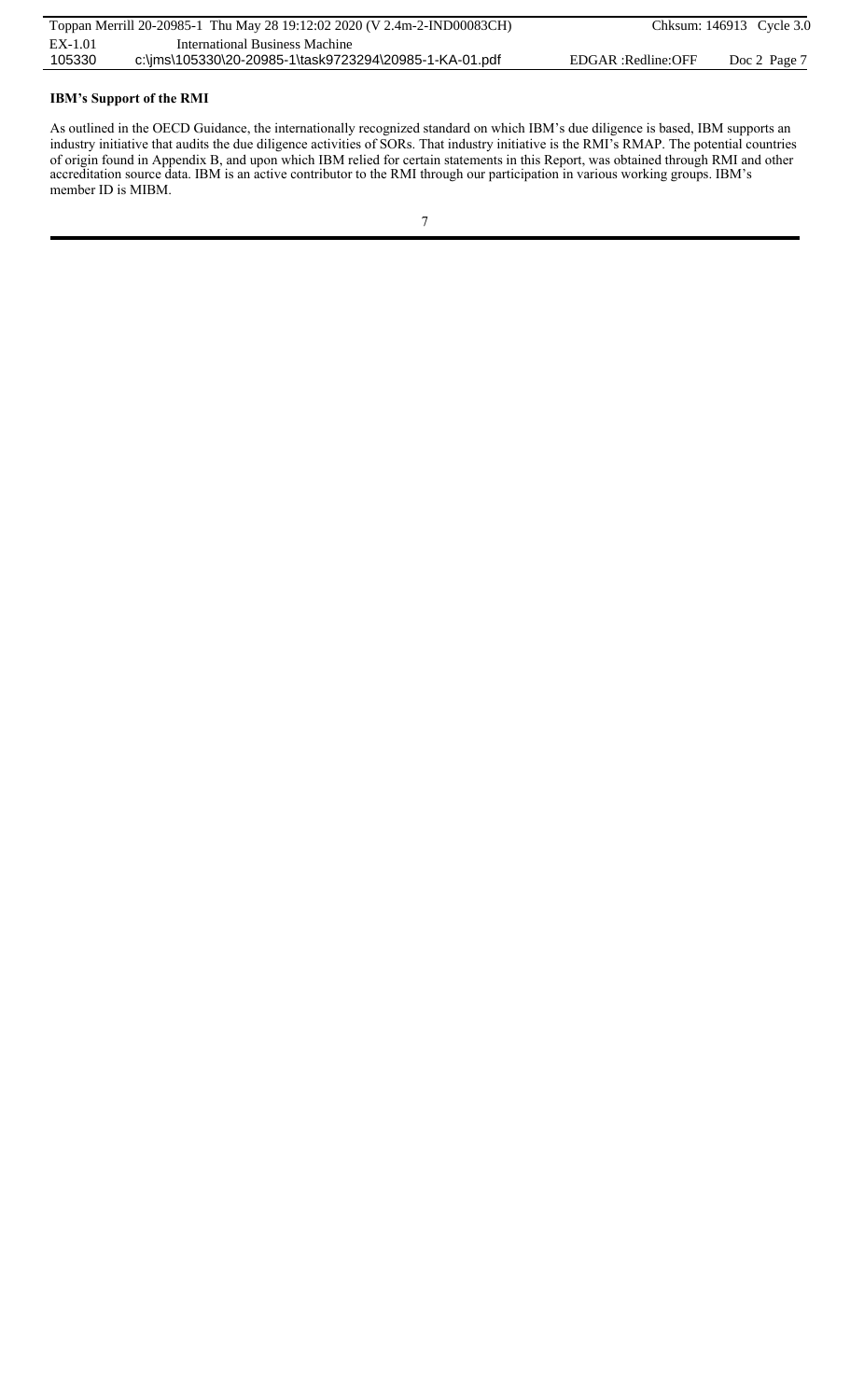**IBM's Support of the RMI**

As outlined in the OECD Guidance, the internationally recognized standard on which IBM's due diligence is based, IBM supports an industry initiative that audits the due diligence activities of SORs. That industry initiative is the RMI's RMAP. The potential countries of origin found in Appendix B, and upon which IBM relied for certain statements in this Report, was obtained through RMI and other accreditation source data. IBM is an active contributor to the RMI through our participation in various working groups. IBM's member ID is MIBM.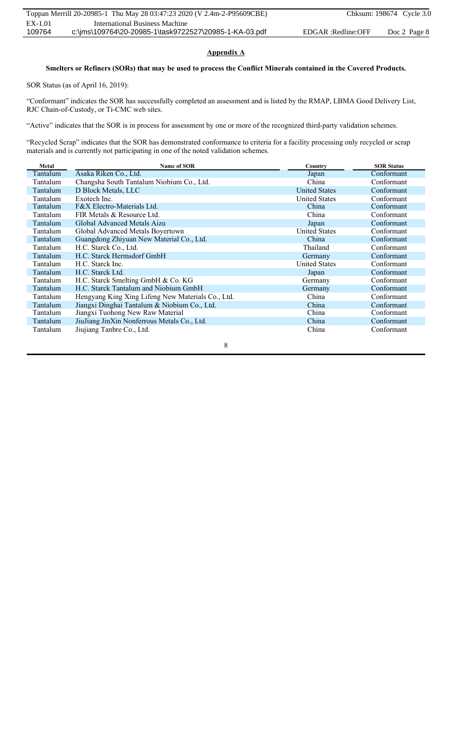## Appendix A

**Smelters or Refiners (SORs) that may be used to process the Conflict Minerals contained in the Covered Products.**

SOR Status (as of April 16, 2019):

"Conformant" indicates the SOR has successfully completed an assessment and is listed by the RMAP, LBMA Good Delivery List, RJC Chain-of-Custody, or Ti-CMC web sites.

"Active" indicates that the SOR is in process for assessment by one or more of the recognized third-party validation schemes.

"Recycled Scrap" indicates that the SOR has demonstrated conformance to criteria for a facility processing only recycled or scrap materials and is currently not participating in one of the noted validation schemes.

| Metal | Name of SOR | Country | SOR Status |
|---|---|---|---|
| Tantalum | Asaka Riken Co., Ltd. | Japan | Conformant |
| Tantalum | Changsha South Tantalum Niobium Co., Ltd. | China | Conformant |
| Tantalum | D Block Metals, LLC | United States | Conformant |
| Tantalum | Exotech Inc. | United States | Conformant |
| Tantalum | F&X Electro-Materials Ltd. | China | Conformant |
| Tantalum | FIR Metals & Resource Ltd. | China | Conformant |
| Tantalum | Global Advanced Metals Aizu | Japan | Conformant |
| Tantalum | Global Advanced Metals Boyertown | United States | Conformant |
| Tantalum | Guangdong Zhiyuan New Material Co., Ltd. | China | Conformant |
| Tantalum | H.C. Starck Co., Ltd. | Thailand | Conformant |
| Tantalum | H.C. Starck Hermsdorf GmbH | Germany | Conformant |
| Tantalum | H.C. Starck Inc. | United States | Conformant |
| Tantalum | H.C. Starck Ltd. | Japan | Conformant |
| Tantalum | H.C. Starck Smelting GmbH & Co. KG | Germany | Conformant |
| Tantalum | H.C. Starck Tantalum and Niobium GmbH | Germany | Conformant |
| Tantalum | Hengyang King Xing Lifeng New Materials Co., Ltd. | China | Conformant |
| Tantalum | Jiangxi Dinghai Tantalum & Niobium Co., Ltd. | China | Conformant |
| Tantalum | Jiangxi Tuohong New Raw Material | China | Conformant |
| Tantalum | JiuJiang JinXin Nonferrous Metals Co., Ltd. | China | Conformant |
| Tantalum | Jiujiang Tanbre Co., Ltd. | China | Conformant |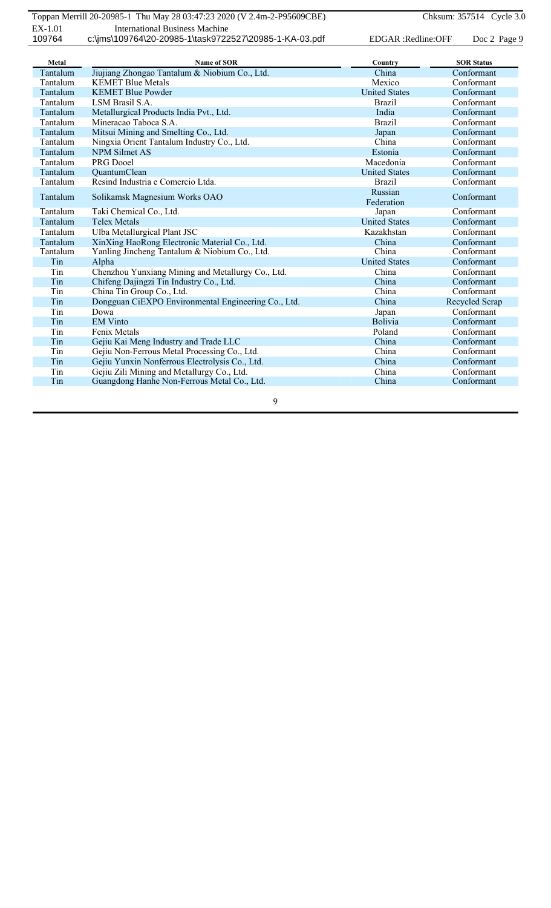| Metal | Name of SOR | Country | SOR Status |
|---|---|---|---|
| Tantalum | Jiujiang Zhongao Tantalum & Niobium Co., Ltd. | China | Conformant |
| Tantalum | KEMET Blue Metals | Mexico | Conformant |
| Tantalum | KEMET Blue Powder | United States | Conformant |
| Tantalum | LSM Brasil S.A. | Brazil | Conformant |
| Tantalum | Metallurgical Products India Pvt., Ltd. | India | Conformant |
| Tantalum | Mineracao Taboca S.A. | Brazil | Conformant |
| Tantalum | Mitsui Mining and Smelting Co., Ltd. | Japan | Conformant |
| Tantalum | Ningxia Orient Tantalum Industry Co., Ltd. | China | Conformant |
| Tantalum | NPM Silmet AS | Estonia | Conformant |
| Tantalum | PRG Dooel | Macedonia | Conformant |
| Tantalum | QuantumClean | United States | Conformant |
| Tantalum | Resind Industria e Comercio Ltda. | Brazil | Conformant |
| Tantalum | Solikamsk Magnesium Works OAO | Russian Federation | Conformant |
| Tantalum | Taki Chemical Co., Ltd. | Japan | Conformant |
| Tantalum | Telex Metals | United States | Conformant |
| Tantalum | Ulba Metallurgical Plant JSC | Kazakhstan | Conformant |
| Tantalum | XinXing HaoRong Electronic Material Co., Ltd. | China | Conformant |
| Tantalum | Yanling Jincheng Tantalum & Niobium Co., Ltd. | China | Conformant |
| Tin | Alpha | United States | Conformant |
| Tin | Chenzhou Yunxiang Mining and Metallurgy Co., Ltd. | China | Conformant |
| Tin | Chifeng Dajingzi Tin Industry Co., Ltd. | China | Conformant |
| Tin | China Tin Group Co., Ltd. | China | Conformant |
| Tin | Dongguan CiEXPO Environmental Engineering Co., Ltd. | China | Recycled Scrap |
| Tin | Dowa | Japan | Conformant |
| Tin | EM Vinto | Bolivia | Conformant |
| Tin | Fenix Metals | Poland | Conformant |
| Tin | Gejiu Kai Meng Industry and Trade LLC | China | Conformant |
| Tin | Gejiu Non-Ferrous Metal Processing Co., Ltd. | China | Conformant |
| Tin | Gejiu Yunxin Nonferrous Electrolysis Co., Ltd. | China | Conformant |
| Tin | Gejiu Zili Mining and Metallurgy Co., Ltd. | China | Conformant |
| Tin | Guangdong Hanhe Non-Ferrous Metal Co., Ltd. | China | Conformant |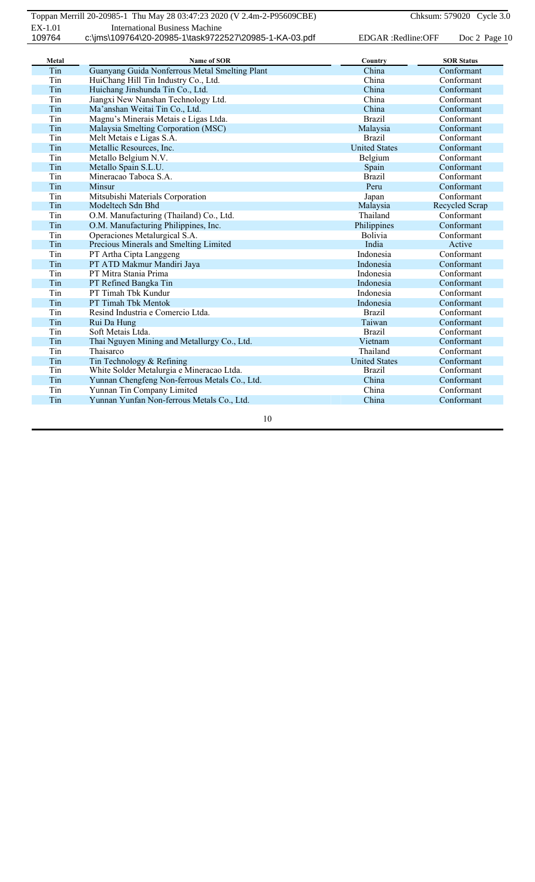| Metal | Name of SOR | Country | SOR Status |
| --- | --- | --- | --- |
| Tin | Guanyang Guida Nonferrous Metal Smelting Plant | China | Conformant |
| Tin | HuiChang Hill Tin Industry Co., Ltd. | China | Conformant |
| Tin | Huichang Jinshunda Tin Co., Ltd. | China | Conformant |
| Tin | Jiangxi New Nanshan Technology Ltd. | China | Conformant |
| Tin | Ma’anshan Weitai Tin Co., Ltd. | China | Conformant |
| Tin | Magnu’s Minerais Metais e Ligas Ltda. | Brazil | Conformant |
| Tin | Malaysia Smelting Corporation (MSC) | Malaysia | Conformant |
| Tin | Melt Metais e Ligas S.A. | Brazil | Conformant |
| Tin | Metallic Resources, Inc. | United States | Conformant |
| Tin | Metallo Belgium N.V. | Belgium | Conformant |
| Tin | Metallo Spain S.L.U. | Spain | Conformant |
| Tin | Mineracao Taboca S.A. | Brazil | Conformant |
| Tin | Minsur | Peru | Conformant |
| Tin | Mitsubishi Materials Corporation | Japan | Conformant |
| Tin | Modeltech Sdn Bhd | Malaysia | Recycled Scrap |
| Tin | O.M. Manufacturing (Thailand) Co., Ltd. | Thailand | Conformant |
| Tin | O.M. Manufacturing Philippines, Inc. | Philippines | Conformant |
| Tin | Operaciones Metalurgical S.A. | Bolivia | Conformant |
| Tin | Precious Minerals and Smelting Limited | India | Active |
| Tin | PT Artha Cipta Langgeng | Indonesia | Conformant |
| Tin | PT ATD Makmur Mandiri Jaya | Indonesia | Conformant |
| Tin | PT Mitra Stania Prima | Indonesia | Conformant |
| Tin | PT Refined Bangka Tin | Indonesia | Conformant |
| Tin | PT Timah Tbk Kundur | Indonesia | Conformant |
| Tin | PT Timah Tbk Mentok | Indonesia | Conformant |
| Tin | Resind Industria e Comercio Ltda. | Brazil | Conformant |
| Tin | Rui Da Hung | Taiwan | Conformant |
| Tin | Soft Metais Ltda. | Brazil | Conformant |
| Tin | Thai Nguyen Mining and Metallurgy Co., Ltd. | Vietnam | Conformant |
| Tin | Thaisarco | Thailand | Conformant |
| Tin | Tin Technology & Refining | United States | Conformant |
| Tin | White Solder Metalurgia e Mineracao Ltda. | Brazil | Conformant |
| Tin | Yunnan Chengfeng Non-ferrous Metals Co., Ltd. | China | Conformant |
| Tin | Yunnan Tin Company Limited | China | Conformant |
| Tin | Yunnan Yunfan Non-ferrous Metals Co., Ltd. | China | Conformant |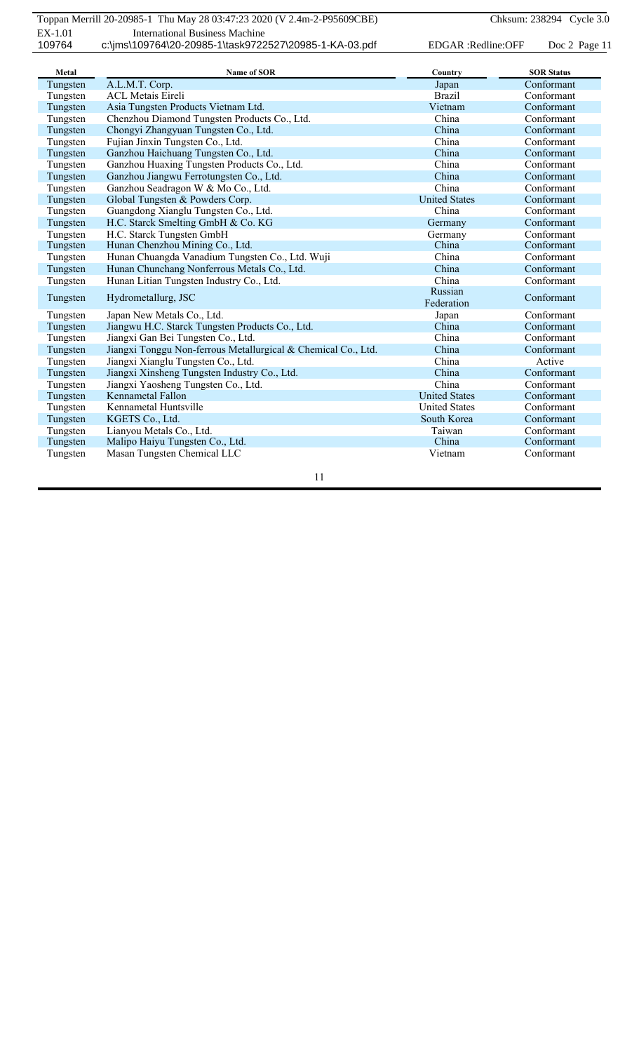| Metal | Name of SOR | Country | SOR Status |
|---|---|---|---|
| Tungsten | A.L.M.T. Corp. | Japan | Conformant |
| Tungsten | ACL Metais Eireli | Brazil | Conformant |
| Tungsten | Asia Tungsten Products Vietnam Ltd. | Vietnam | Conformant |
| Tungsten | Chenzhou Diamond Tungsten Products Co., Ltd. | China | Conformant |
| Tungsten | Chongyi Zhangyuan Tungsten Co., Ltd. | China | Conformant |
| Tungsten | Fujian Jinxin Tungsten Co., Ltd. | China | Conformant |
| Tungsten | Ganzhou Haichuang Tungsten Co., Ltd. | China | Conformant |
| Tungsten | Ganzhou Huaxing Tungsten Products Co., Ltd. | China | Conformant |
| Tungsten | Ganzhou Jiangwu Ferrotungsten Co., Ltd. | China | Conformant |
| Tungsten | Ganzhou Seadragon W & Mo Co., Ltd. | China | Conformant |
| Tungsten | Global Tungsten & Powders Corp. | United States | Conformant |
| Tungsten | Guangdong Xianglu Tungsten Co., Ltd. | China | Conformant |
| Tungsten | H.C. Starck Smelting GmbH & Co. KG | Germany | Conformant |
| Tungsten | H.C. Starck Tungsten GmbH | Germany | Conformant |
| Tungsten | Hunan Chenzhou Mining Co., Ltd. | China | Conformant |
| Tungsten | Hunan Chuangda Vanadium Tungsten Co., Ltd. Wuji | China | Conformant |
| Tungsten | Hunan Chunchang Nonferrous Metals Co., Ltd. | China | Conformant |
| Tungsten | Hunan Litian Tungsten Industry Co., Ltd. | China | Conformant |
| Tungsten | Hydrometallurg, JSC | Russian Federation | Conformant |
| Tungsten | Japan New Metals Co., Ltd. | Japan | Conformant |
| Tungsten | Jiangwu H.C. Starck Tungsten Products Co., Ltd. | China | Conformant |
| Tungsten | Jiangxi Gan Bei Tungsten Co., Ltd. | China | Conformant |
| Tungsten | Jiangxi Tonggu Non-ferrous Metallurgical & Chemical Co., Ltd. | China | Conformant |
| Tungsten | Jiangxi Xianglu Tungsten Co., Ltd. | China | Active |
| Tungsten | Jiangxi Xinsheng Tungsten Industry Co., Ltd. | China | Conformant |
| Tungsten | Jiangxi Yaosheng Tungsten Co., Ltd. | China | Conformant |
| Tungsten | Kennametal Fallon | United States | Conformant |
| Tungsten | Kennametal Huntsville | United States | Conformant |
| Tungsten | KGETS Co., Ltd. | South Korea | Conformant |
| Tungsten | Lianyou Metals Co., Ltd. | Taiwan | Conformant |
| Tungsten | Malipo Haiyu Tungsten Co., Ltd. | China | Conformant |
| Tungsten | Masan Tungsten Chemical LLC | Vietnam | Conformant |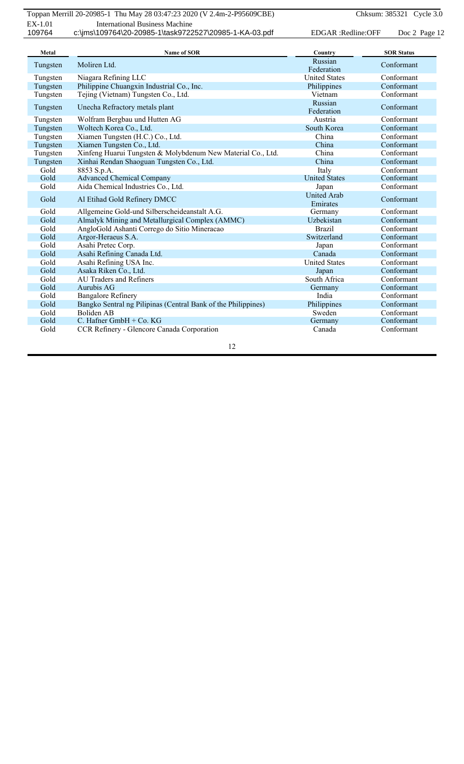| Metal | Name of SOR | Country | SOR Status |
|---|---|---|---|
| Tungsten | Moliren Ltd. | Russian Federation | Conformant |
| Tungsten | Niagara Refining LLC | United States | Conformant |
| Tungsten | Philippine Chuangxin Industrial Co., Inc. | Philippines | Conformant |
| Tungsten | Tejing (Vietnam) Tungsten Co., Ltd. | Vietnam | Conformant |
| Tungsten | Unecha Refractory metals plant | Russian Federation | Conformant |
| Tungsten | Wolfram Bergbau und Hutten AG | Austria | Conformant |
| Tungsten | Woltech Korea Co., Ltd. | South Korea | Conformant |
| Tungsten | Xiamen Tungsten (H.C.) Co., Ltd. | China | Conformant |
| Tungsten | Xiamen Tungsten Co., Ltd. | China | Conformant |
| Tungsten | Xinfeng Huarui Tungsten & Molybdenum New Material Co., Ltd. | China | Conformant |
| Tungsten | Xinhai Rendan Shaoguan Tungsten Co., Ltd. | China | Conformant |
| Gold | 8853 S.p.A. | Italy | Conformant |
| Gold | Advanced Chemical Company | United States | Conformant |
| Gold | Aida Chemical Industries Co., Ltd. | Japan | Conformant |
| Gold | Al Etihad Gold Refinery DMCC | United Arab Emirates | Conformant |
| Gold | Allgemeine Gold-und Silberscheideanstalt A.G. | Germany | Conformant |
| Gold | Almalyk Mining and Metallurgical Complex (AMMC) | Uzbekistan | Conformant |
| Gold | AngloGold Ashanti Corrego do Sitio Mineracao | Brazil | Conformant |
| Gold | Argor-Heraeus S.A. | Switzerland | Conformant |
| Gold | Asahi Pretec Corp. | Japan | Conformant |
| Gold | Asahi Refining Canada Ltd. | Canada | Conformant |
| Gold | Asahi Refining USA Inc. | United States | Conformant |
| Gold | Asaka Riken Co., Ltd. | Japan | Conformant |
| Gold | AU Traders and Refiners | South Africa | Conformant |
| Gold | Aurubis AG | Germany | Conformant |
| Gold | Bangalore Refinery | India | Conformant |
| Gold | Bangko Sentral ng Pilipinas (Central Bank of the Philippines) | Philippines | Conformant |
| Gold | Boliden AB | Sweden | Conformant |
| Gold | C. Hafner GmbH + Co. KG | Germany | Conformant |
| Gold | CCR Refinery - Glencore Canada Corporation | Canada | Conformant |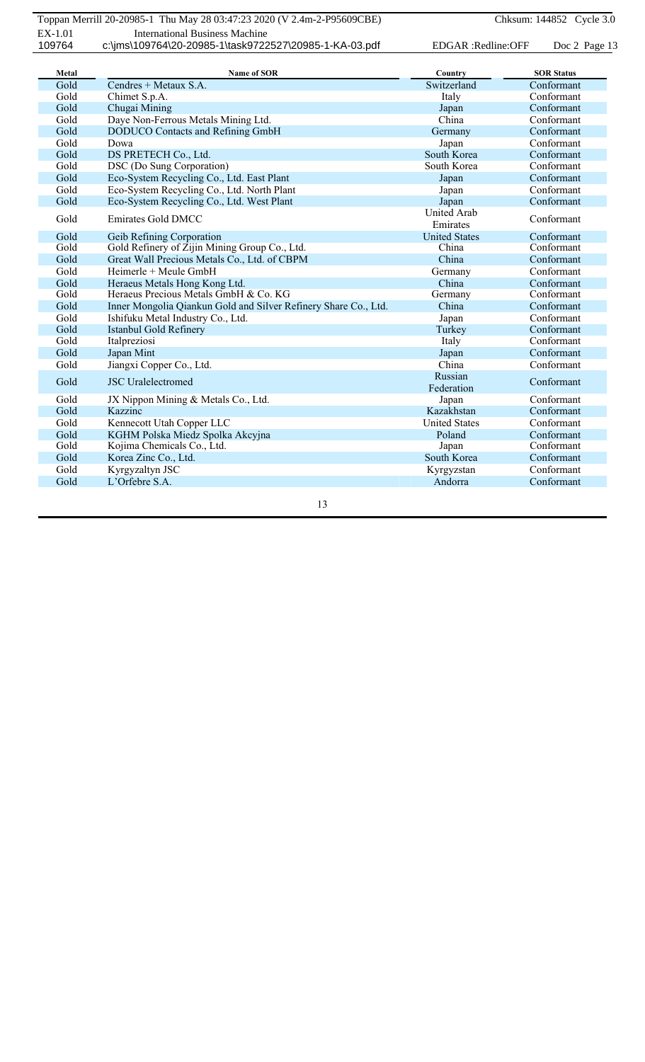| Metal | Name of SOR | Country | SOR Status |
| --- | --- | --- | --- |
| Gold | Cendres + Metaux S.A. | Switzerland | Conformant |
| Gold | Chimet S.p.A. | Italy | Conformant |
| Gold | Chugai Mining | Japan | Conformant |
| Gold | Daye Non-Ferrous Metals Mining Ltd. | China | Conformant |
| Gold | DODUCO Contacts and Refining GmbH | Germany | Conformant |
| Gold | Dowa | Japan | Conformant |
| Gold | DS PRETECH Co., Ltd. | South Korea | Conformant |
| Gold | DSC (Do Sung Corporation) | South Korea | Conformant |
| Gold | Eco-System Recycling Co., Ltd. East Plant | Japan | Conformant |
| Gold | Eco-System Recycling Co., Ltd. North Plant | Japan | Conformant |
| Gold | Eco-System Recycling Co., Ltd. West Plant | Japan | Conformant |
| Gold | Emirates Gold DMCC | United Arab Emirates | Conformant |
| Gold | Geib Refining Corporation | United States | Conformant |
| Gold | Gold Refinery of Zijin Mining Group Co., Ltd. | China | Conformant |
| Gold | Great Wall Precious Metals Co., Ltd. of CBPM | China | Conformant |
| Gold | Heimerle + Meule GmbH | Germany | Conformant |
| Gold | Heraeus Metals Hong Kong Ltd. | China | Conformant |
| Gold | Heraeus Precious Metals GmbH & Co. KG | Germany | Conformant |
| Gold | Inner Mongolia Qiankun Gold and Silver Refinery Share Co., Ltd. | China | Conformant |
| Gold | Ishifuku Metal Industry Co., Ltd. | Japan | Conformant |
| Gold | Istanbul Gold Refinery | Turkey | Conformant |
| Gold | Italpreziosi | Italy | Conformant |
| Gold | Japan Mint | Japan | Conformant |
| Gold | Jiangxi Copper Co., Ltd. | China | Conformant |
| Gold | JSC Uralelectromed | Russian Federation | Conformant |
| Gold | JX Nippon Mining & Metals Co., Ltd. | Japan | Conformant |
| Gold | Kazzinc | Kazakhstan | Conformant |
| Gold | Kennecott Utah Copper LLC | United States | Conformant |
| Gold | KGHM Polska Miedz Spolka Akcyjna | Poland | Conformant |
| Gold | Kojima Chemicals Co., Ltd. | Japan | Conformant |
| Gold | Korea Zinc Co., Ltd. | South Korea | Conformant |
| Gold | Kyrgyzaltyn JSC | Kyrgyzstan | Conformant |
| Gold | L'Orfebre S.A. | Andorra | Conformant |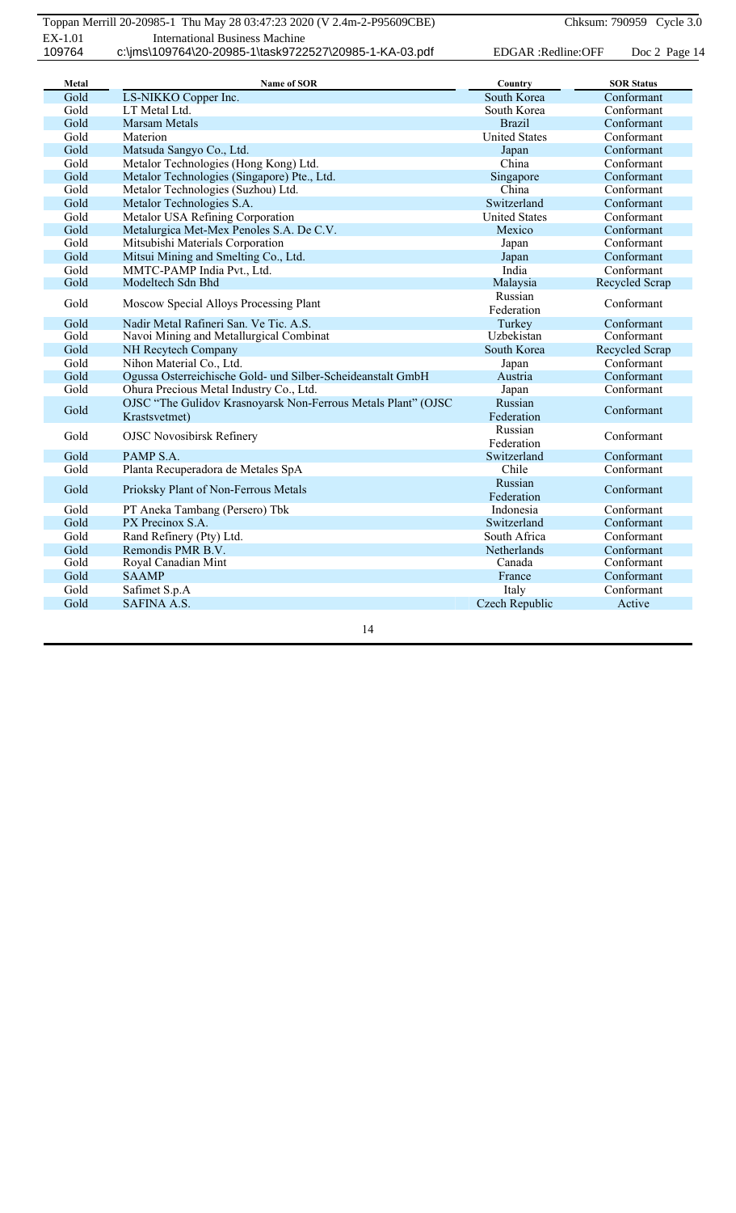| Metal | Name of SOR | Country | SOR Status |
|---|---|---|---|
| Gold | LS-NIKKO Copper Inc. | South Korea | Conformant |
| Gold | LT Metal Ltd. | South Korea | Conformant |
| Gold | Marsam Metals | Brazil | Conformant |
| Gold | Materion | United States | Conformant |
| Gold | Matsuda Sangyo Co., Ltd. | Japan | Conformant |
| Gold | Metalor Technologies (Hong Kong) Ltd. | China | Conformant |
| Gold | Metalor Technologies (Singapore) Pte., Ltd. | Singapore | Conformant |
| Gold | Metalor Technologies (Suzhou) Ltd. | China | Conformant |
| Gold | Metalor Technologies S.A. | Switzerland | Conformant |
| Gold | Metalor USA Refining Corporation | United States | Conformant |
| Gold | Metalurgica Met-Mex Penoles S.A. De C.V. | Mexico | Conformant |
| Gold | Mitsubishi Materials Corporation | Japan | Conformant |
| Gold | Mitsui Mining and Smelting Co., Ltd. | Japan | Conformant |
| Gold | MMTC-PAMP India Pvt., Ltd. | India | Conformant |
| Gold | Modeltech Sdn Bhd | Malaysia | Recycled Scrap |
| Gold | Moscow Special Alloys Processing Plant | Russian Federation | Conformant |
| Gold | Nadir Metal Rafineri San. Ve Tic. A.S. | Turkey | Conformant |
| Gold | Navoi Mining and Metallurgical Combinat | Uzbekistan | Conformant |
| Gold | NH Recytech Company | South Korea | Recycled Scrap |
| Gold | Nihon Material Co., Ltd. | Japan | Conformant |
| Gold | Ogussa Osterreichische Gold- und Silber-Scheideanstalt GmbH | Austria | Conformant |
| Gold | Ohura Precious Metal Industry Co., Ltd. | Japan | Conformant |
| Gold | OJSC "The Gulidov Krasnoyarsk Non-Ferrous Metals Plant" (OJSC Krastsvetmet) | Russian Federation | Conformant |
| Gold | OJSC Novosibirsk Refinery | Russian Federation | Conformant |
| Gold | PAMP S.A. | Switzerland | Conformant |
| Gold | Planta Recuperadora de Metales SpA | Chile | Conformant |
| Gold | Prioksky Plant of Non-Ferrous Metals | Russian Federation | Conformant |
| Gold | PT Aneka Tambang (Persero) Tbk | Indonesia | Conformant |
| Gold | PX Precinox S.A. | Switzerland | Conformant |
| Gold | Rand Refinery (Pty) Ltd. | South Africa | Conformant |
| Gold | Remondis PMR B.V. | Netherlands | Conformant |
| Gold | Royal Canadian Mint | Canada | Conformant |
| Gold | SAAMP | France | Conformant |
| Gold | Safimet S.p.A | Italy | Conformant |
| Gold | SAFINA A.S. | Czech Republic | Active |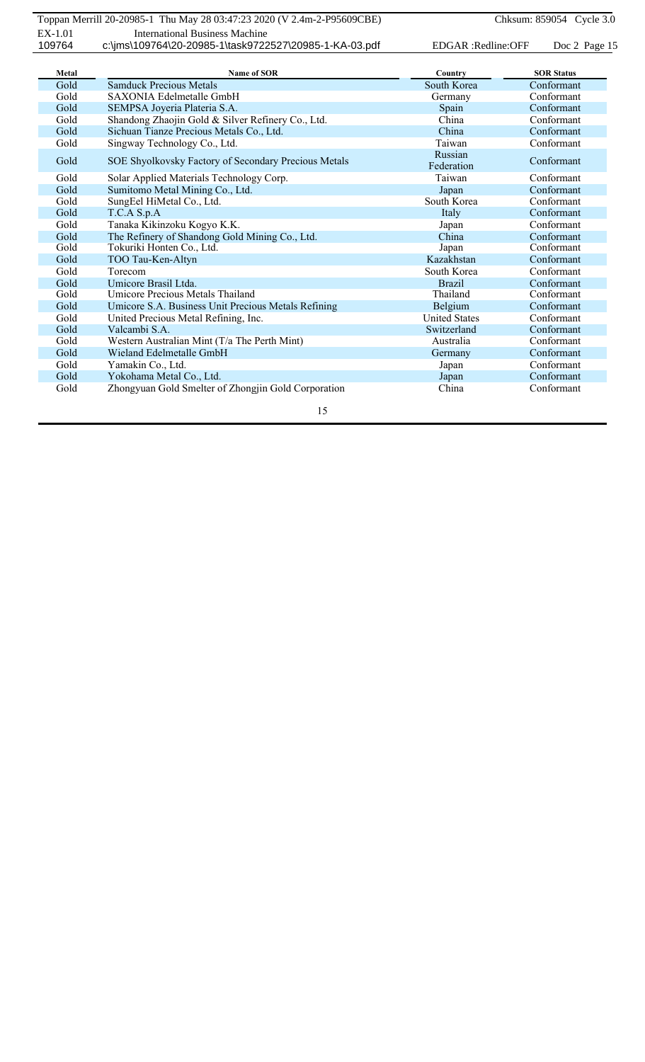| Metal | Name of SOR | Country | SOR Status |
| --- | --- | --- | --- |
| Gold | Samduck Precious Metals | South Korea | Conformant |
| Gold | SAXONIA Edelmetalle GmbH | Germany | Conformant |
| Gold | SEMPSA Joyeria Plateria S.A. | Spain | Conformant |
| Gold | Shandong Zhaojin Gold & Silver Refinery Co., Ltd. | China | Conformant |
| Gold | Sichuan Tianze Precious Metals Co., Ltd. | China | Conformant |
| Gold | Singway Technology Co., Ltd. | Taiwan | Conformant |
| Gold | SOE Shyolkovsky Factory of Secondary Precious Metals | Russian Federation | Conformant |
| Gold | Solar Applied Materials Technology Corp. | Taiwan | Conformant |
| Gold | Sumitomo Metal Mining Co., Ltd. | Japan | Conformant |
| Gold | SungEel HiMetal Co., Ltd. | South Korea | Conformant |
| Gold | T.C.A S.p.A | Italy | Conformant |
| Gold | Tanaka Kikinzoku Kogyo K.K. | Japan | Conformant |
| Gold | The Refinery of Shandong Gold Mining Co., Ltd. | China | Conformant |
| Gold | Tokuriki Honten Co., Ltd. | Japan | Conformant |
| Gold | TOO Tau-Ken-Altyn | Kazakhstan | Conformant |
| Gold | Torecom | South Korea | Conformant |
| Gold | Umicore Brasil Ltda. | Brazil | Conformant |
| Gold | Umicore Precious Metals Thailand | Thailand | Conformant |
| Gold | Umicore S.A. Business Unit Precious Metals Refining | Belgium | Conformant |
| Gold | United Precious Metal Refining, Inc. | United States | Conformant |
| Gold | Valcambi S.A. | Switzerland | Conformant |
| Gold | Western Australian Mint (T/a The Perth Mint) | Australia | Conformant |
| Gold | Wieland Edelmetalle GmbH | Germany | Conformant |
| Gold | Yamakin Co., Ltd. | Japan | Conformant |
| Gold | Yokohama Metal Co., Ltd. | Japan | Conformant |
| Gold | Zhongyuan Gold Smelter of Zhongjin Gold Corporation | China | Conformant |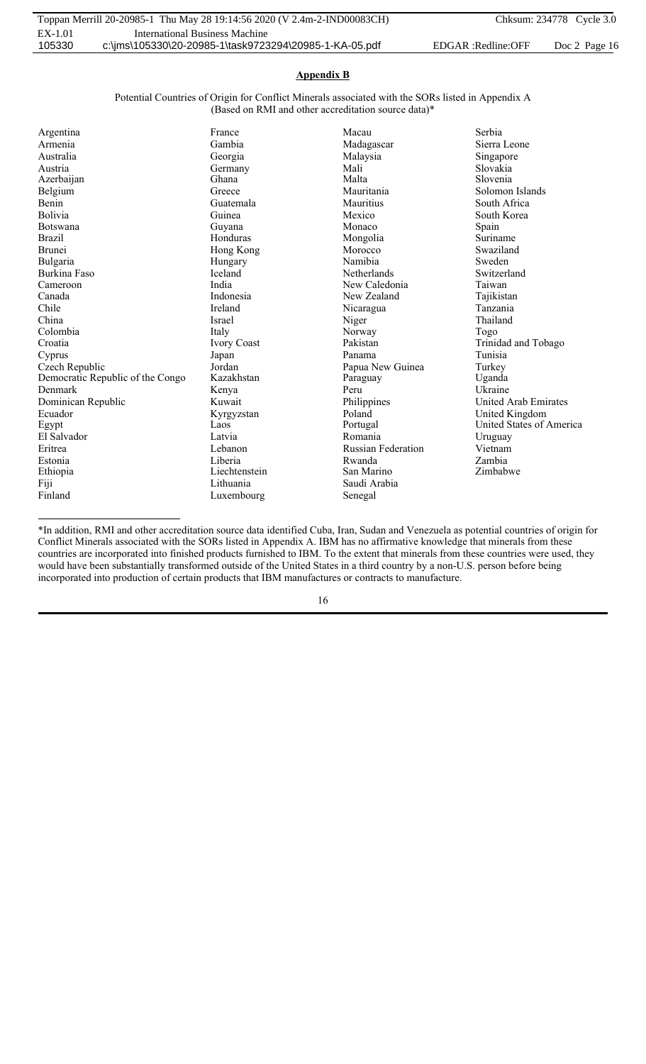## Appendix B

Potential Countries of Origin for Conflict Minerals associated with the SORs listed in Appendix A (Based on RMI and other accreditation source data)*

Argentina
Armenia
Australia
Austria
Azerbaijan
Belgium
Benin
Bolivia
Botswana
Brazil
Brunei
Bulgaria
Burkina Faso
Cameroon
Canada
Chile
China
Colombia
Croatia
Cyprus
Czech Republic
Democratic Republic of the Congo
Denmark
Dominican Republic
Ecuador
Egypt
El Salvador
Eritrea
Estonia
Ethiopia
Fiji
Finland
France
Gambia
Georgia
Germany
Ghana
Greece
Guatemala
Guinea
Guyana
Honduras
Hong Kong
Hungary
Iceland
India
Indonesia
Ireland
Israel
Italy
Ivory Coast
Japan
Jordan
Kazakhstan
Kenya
Kuwait
Kyrgyzstan
Laos
Latvia
Lebanon
Liberia
Liechtenstein
Lithuania
Luxembourg
Macau
Madagascar
Malaysia
Mali
Malta
Mauritania
Mauritius
Mexico
Monaco
Mongolia
Morocco
Namibia
Netherlands
New Caledonia
New Zealand
Nicaragua
Niger
Norway
Pakistan
Panama
Papua New Guinea
Paraguay
Peru
Philippines
Poland
Portugal
Romania
Russian Federation
Rwanda
San Marino
Saudi Arabia
Senegal
Serbia
Sierra Leone
Singapore
Slovakia
Slovenia
Solomon Islands
South Africa
South Korea
Spain
Suriname
Swaziland
Sweden
Switzerland
Taiwan
Tajikistan
Tanzania
Thailand
Togo
Trinidad and Tobago
Tunisia
Turkey
Uganda
Ukraine
United Arab Emirates
United Kingdom
United States of America
Uruguay
Vietnam
Zambia
Zimbabwe

*In addition, RMI and other accreditation source data identified Cuba, Iran, Sudan and Venezuela as potential countries of origin for Conflict Minerals associated with the SORs listed in Appendix A. IBM has no affirmative knowledge that minerals from these countries are incorporated into finished products furnished to IBM. To the extent that minerals from these countries were used, they would have been substantially transformed outside of the United States in a third country by a non-U.S. person before being incorporated into production of certain products that IBM manufactures or contracts to manufacture.